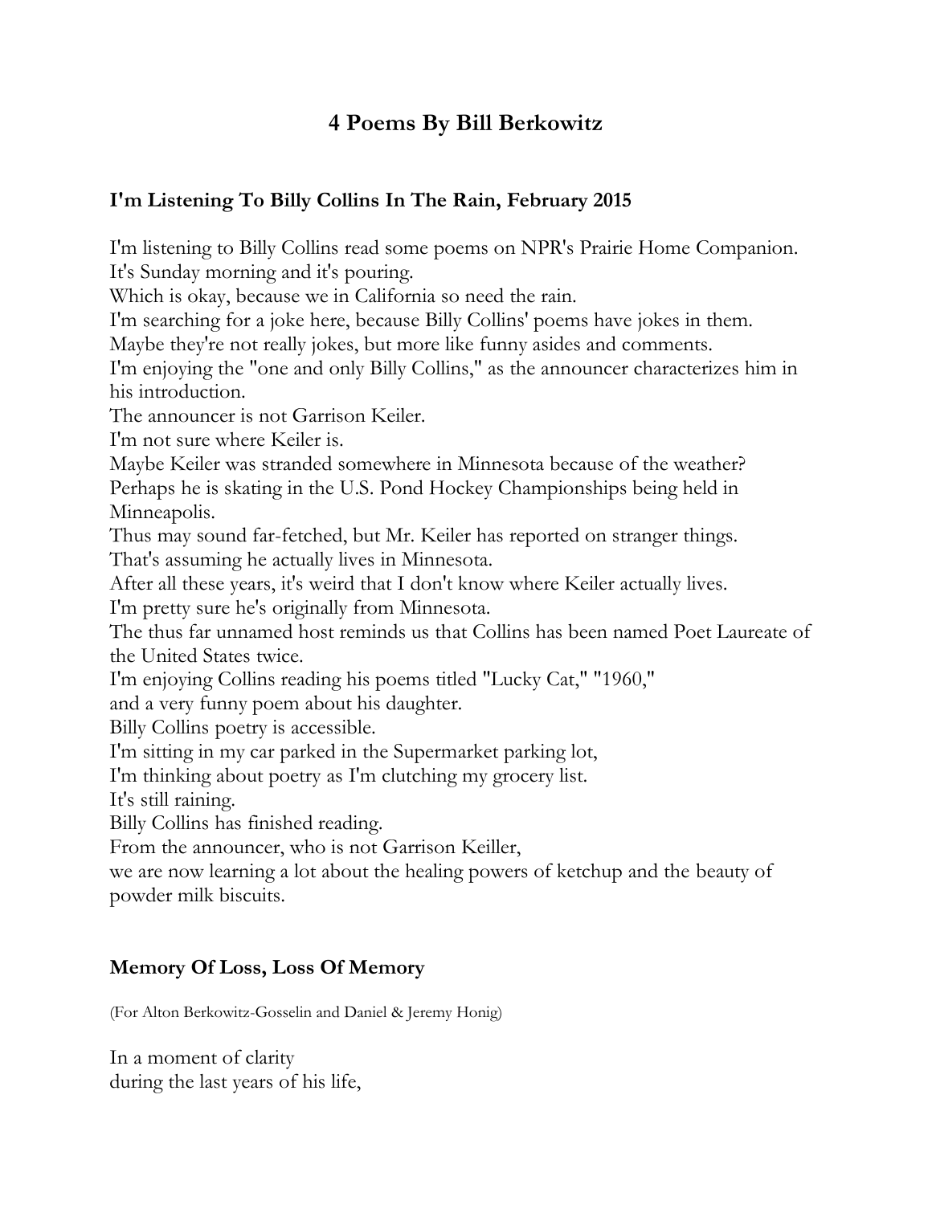# 4 Poems By Bill Berkowitz

## I'm Listening To Billy Collins In The Rain, February 2015

I'm listening to Billy Collins read some poems on NPR's Prairie Home Companion.
It's Sunday morning and it's pouring.
Which is okay, because we in California so need the rain.
I'm searching for a joke here, because Billy Collins' poems have jokes in them.
Maybe they're not really jokes, but more like funny asides and comments.
I'm enjoying the "one and only Billy Collins," as the announcer characterizes him in his introduction.
The announcer is not Garrison Keiler.
I'm not sure where Keiler is.
Maybe Keiler was stranded somewhere in Minnesota because of the weather?
Perhaps he is skating in the U.S. Pond Hockey Championships being held in Minneapolis.
Thus may sound far-fetched, but Mr. Keiler has reported on stranger things.
That's assuming he actually lives in Minnesota.
After all these years, it's weird that I don't know where Keiler actually lives.
I'm pretty sure he's originally from Minnesota.
The thus far unnamed host reminds us that Collins has been named Poet Laureate of the United States twice.
I'm enjoying Collins reading his poems titled "Lucky Cat," "1960,"
and a very funny poem about his daughter.
Billy Collins poetry is accessible.
I'm sitting in my car parked in the Supermarket parking lot,
I'm thinking about poetry as I'm clutching my grocery list.
It's still raining.
Billy Collins has finished reading.
From the announcer, who is not Garrison Keiller,
we are now learning a lot about the healing powers of ketchup and the beauty of powder milk biscuits.

## Memory Of Loss, Loss Of Memory

(For Alton Berkowitz-Gosselin and Daniel & Jeremy Honig)

In a moment of clarity
during the last years of his life,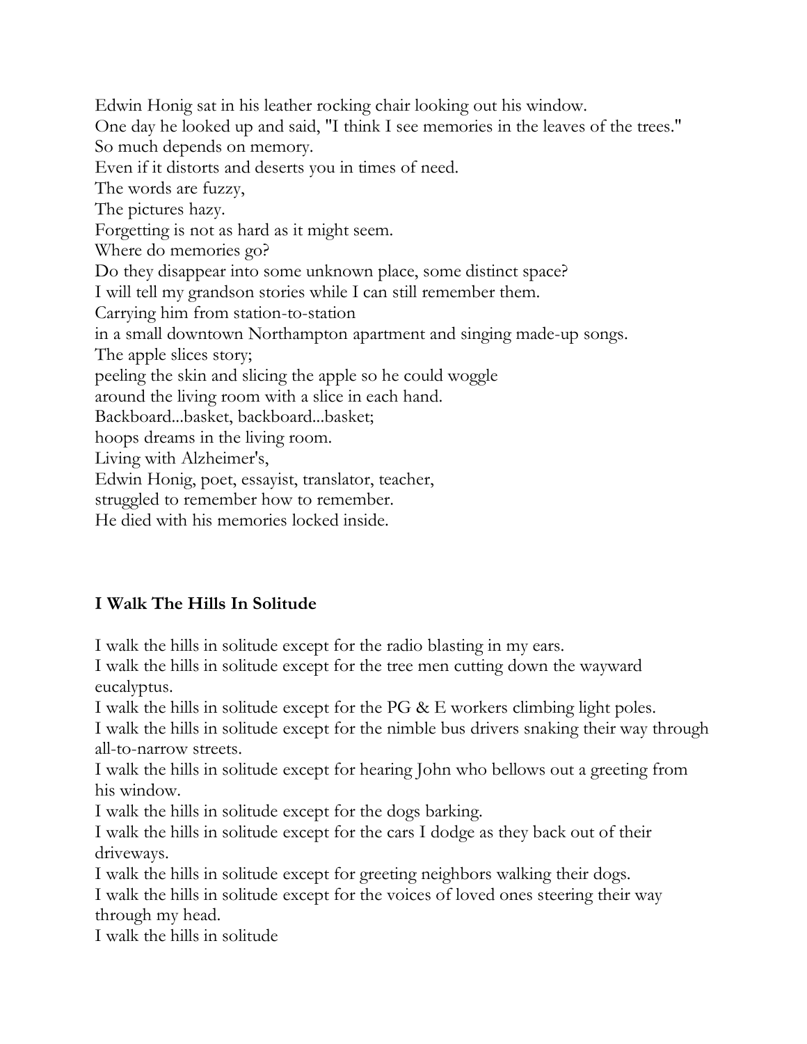Edwin Honig sat in his leather rocking chair looking out his window.
One day he looked up and said, "I think I see memories in the leaves of the trees."
So much depends on memory.
Even if it distorts and deserts you in times of need.
The words are fuzzy,
The pictures hazy.
Forgetting is not as hard as it might seem.
Where do memories go?
Do they disappear into some unknown place, some distinct space?
I will tell my grandson stories while I can still remember them.
Carrying him from station-to-station
in a small downtown Northampton apartment and singing made-up songs.
The apple slices story;
peeling the skin and slicing the apple so he could woggle
around the living room with a slice in each hand.
Backboard...basket, backboard...basket;
hoops dreams in the living room.
Living with Alzheimer's,
Edwin Honig, poet, essayist, translator, teacher,
struggled to remember how to remember.
He died with his memories locked inside.

**I Walk The Hills In Solitude**

I walk the hills in solitude except for the radio blasting in my ears.
I walk the hills in solitude except for the tree men cutting down the wayward eucalyptus.
I walk the hills in solitude except for the PG & E workers climbing light poles.
I walk the hills in solitude except for the nimble bus drivers snaking their way through all-to-narrow streets.
I walk the hills in solitude except for hearing John who bellows out a greeting from his window.
I walk the hills in solitude except for the dogs barking.
I walk the hills in solitude except for the cars I dodge as they back out of their driveways.
I walk the hills in solitude except for greeting neighbors walking their dogs.
I walk the hills in solitude except for the voices of loved ones steering their way through my head.
I walk the hills in solitude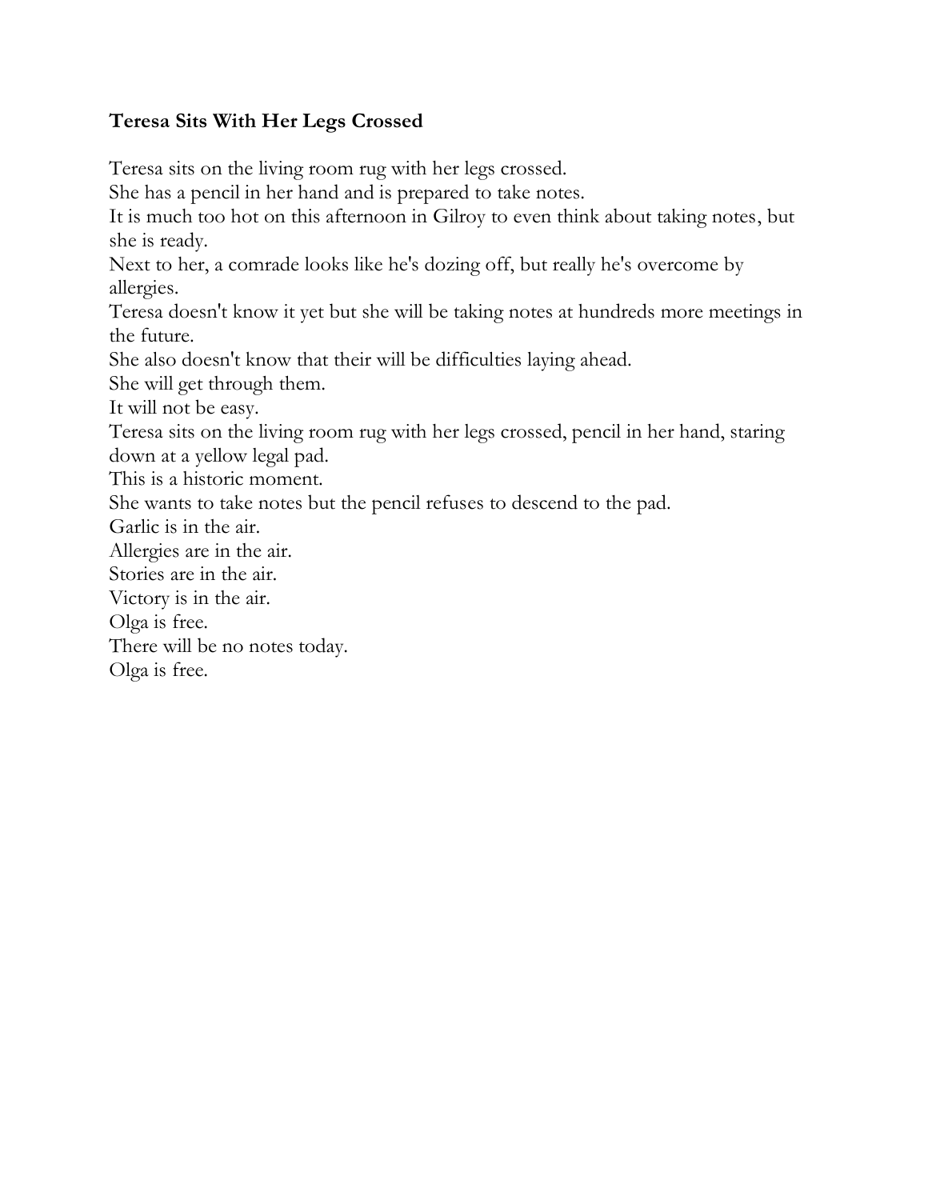**Teresa Sits With Her Legs Crossed**

Teresa sits on the living room rug with her legs crossed.  
She has a pencil in her hand and is prepared to take notes.  
It is much too hot on this afternoon in Gilroy to even think about taking notes, but she is ready.  
Next to her, a comrade looks like he's dozing off, but really he's overcome by allergies.  
Teresa doesn't know it yet but she will be taking notes at hundreds more meetings in the future.  
She also doesn't know that their will be difficulties laying ahead.  
She will get through them.  
It will not be easy.  
Teresa sits on the living room rug with her legs crossed, pencil in her hand, staring down at a yellow legal pad.  
This is a historic moment.  
She wants to take notes but the pencil refuses to descend to the pad.  
Garlic is in the air.  
Allergies are in the air.  
Stories are in the air.  
Victory is in the air.  
Olga is free.  
There will be no notes today.  
Olga is free.